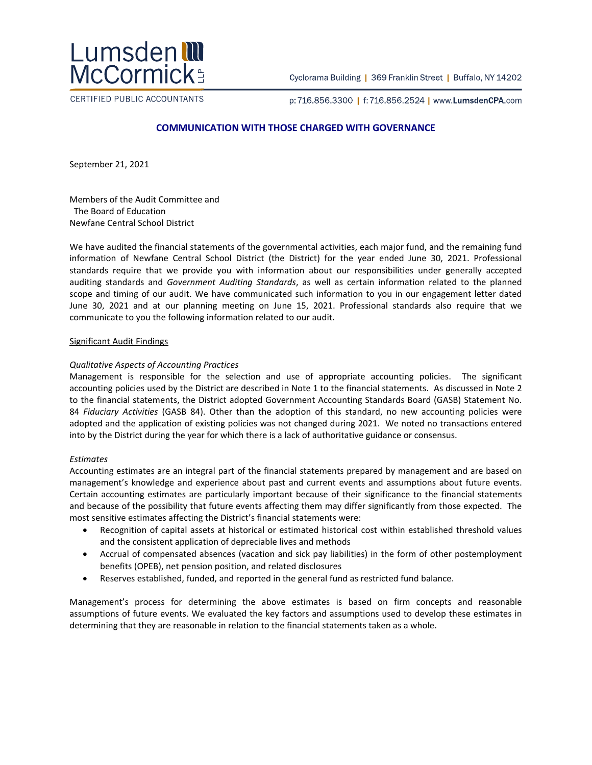Lumsden McCormick LLP

CERTIFIED PUBLIC ACCOUNTANTS

Cyclorama Building | 369 Franklin Street | Buffalo, NY 14202

p: 716.856.3300 | f: 716.856.2524 | www.LumsdenCPA.com

## COMMUNICATION WITH THOSE CHARGED WITH GOVERNANCE

September 21, 2021

Members of the Audit Committee and
The Board of Education
Newfane Central School District

We have audited the financial statements of the governmental activities, each major fund, and the remaining fund information of Newfane Central School District (the District) for the year ended June 30, 2021. Professional standards require that we provide you with information about our responsibilities under generally accepted auditing standards and *Government Auditing Standards*, as well as certain information related to the planned scope and timing of our audit. We have communicated such information to you in our engagement letter dated June 30, 2021 and at our planning meeting on June 15, 2021. Professional standards also require that we communicate to you the following information related to our audit.

<u>Significant Audit Findings</u>

*Qualitative Aspects of Accounting Practices*

Management is responsible for the selection and use of appropriate accounting policies. The significant accounting policies used by the District are described in Note 1 to the financial statements. As discussed in Note 2 to the financial statements, the District adopted Government Accounting Standards Board (GASB) Statement No. 84 *Fiduciary Activities* (GASB 84). Other than the adoption of this standard, no new accounting policies were adopted and the application of existing policies was not changed during 2021. We noted no transactions entered into by the District during the year for which there is a lack of authoritative guidance or consensus.

*Estimates*

Accounting estimates are an integral part of the financial statements prepared by management and are based on management's knowledge and experience about past and current events and assumptions about future events. Certain accounting estimates are particularly important because of their significance to the financial statements and because of the possibility that future events affecting them may differ significantly from those expected. The most sensitive estimates affecting the District's financial statements were:

- Recognition of capital assets at historical or estimated historical cost within established threshold values and the consistent application of depreciable lives and methods
- Accrual of compensated absences (vacation and sick pay liabilities) in the form of other postemployment benefits (OPEB), net pension position, and related disclosures
- Reserves established, funded, and reported in the general fund as restricted fund balance.

Management's process for determining the above estimates is based on firm concepts and reasonable assumptions of future events. We evaluated the key factors and assumptions used to develop these estimates in determining that they are reasonable in relation to the financial statements taken as a whole.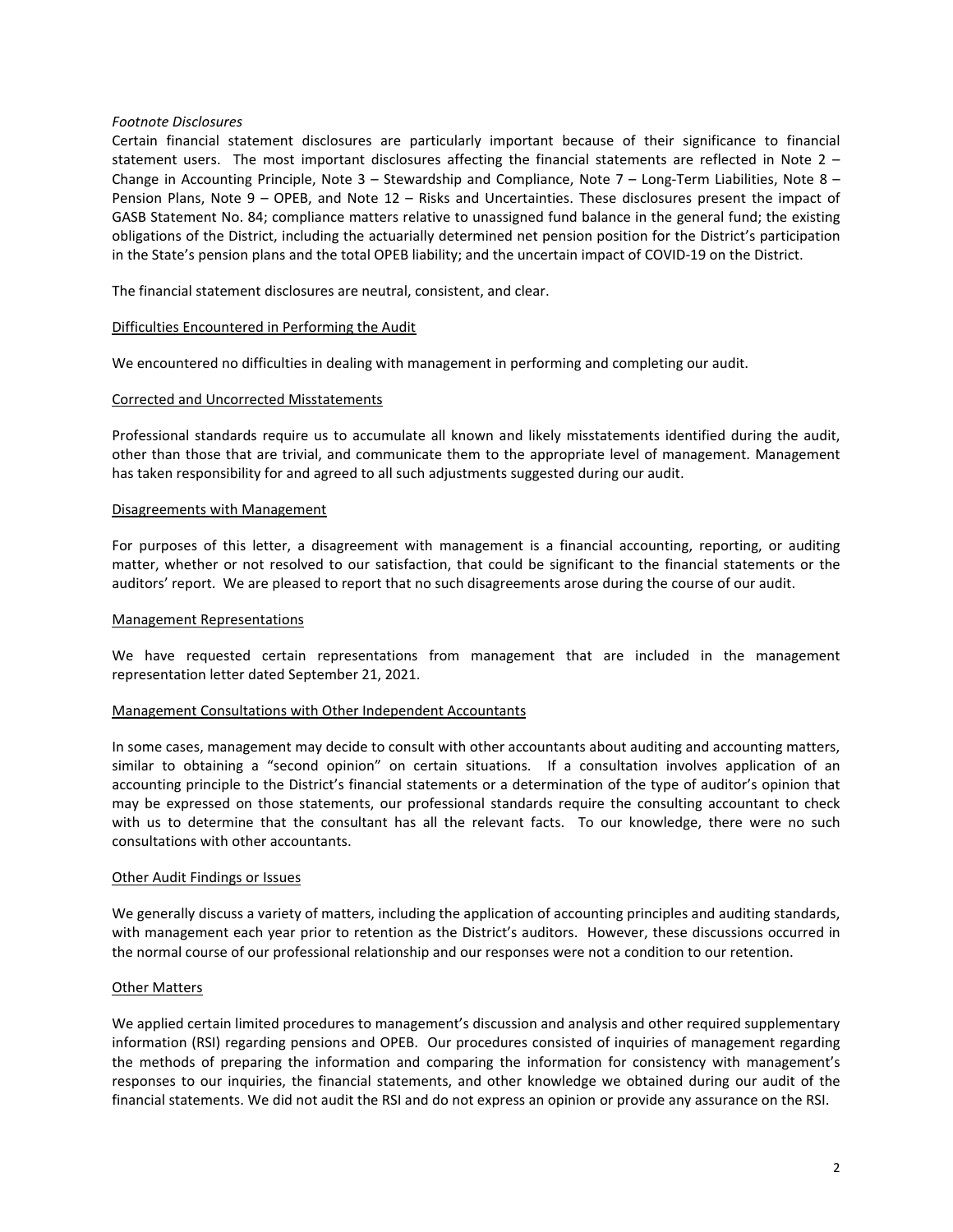*Footnote Disclosures*

Certain financial statement disclosures are particularly important because of their significance to financial statement users. The most important disclosures affecting the financial statements are reflected in Note 2 – Change in Accounting Principle, Note 3 – Stewardship and Compliance, Note 7 – Long-Term Liabilities, Note 8 – Pension Plans, Note 9 – OPEB, and Note 12 – Risks and Uncertainties. These disclosures present the impact of GASB Statement No. 84; compliance matters relative to unassigned fund balance in the general fund; the existing obligations of the District, including the actuarially determined net pension position for the District's participation in the State's pension plans and the total OPEB liability; and the uncertain impact of COVID-19 on the District.

The financial statement disclosures are neutral, consistent, and clear.

<u>Difficulties Encountered in Performing the Audit</u>

We encountered no difficulties in dealing with management in performing and completing our audit.

<u>Corrected and Uncorrected Misstatements</u>

Professional standards require us to accumulate all known and likely misstatements identified during the audit, other than those that are trivial, and communicate them to the appropriate level of management. Management has taken responsibility for and agreed to all such adjustments suggested during our audit.

<u>Disagreements with Management</u>

For purposes of this letter, a disagreement with management is a financial accounting, reporting, or auditing matter, whether or not resolved to our satisfaction, that could be significant to the financial statements or the auditors' report. We are pleased to report that no such disagreements arose during the course of our audit.

<u>Management Representations</u>

We have requested certain representations from management that are included in the management representation letter dated September 21, 2021.

<u>Management Consultations with Other Independent Accountants</u>

In some cases, management may decide to consult with other accountants about auditing and accounting matters, similar to obtaining a "second opinion" on certain situations. If a consultation involves application of an accounting principle to the District's financial statements or a determination of the type of auditor's opinion that may be expressed on those statements, our professional standards require the consulting accountant to check with us to determine that the consultant has all the relevant facts. To our knowledge, there were no such consultations with other accountants.

<u>Other Audit Findings or Issues</u>

We generally discuss a variety of matters, including the application of accounting principles and auditing standards, with management each year prior to retention as the District's auditors. However, these discussions occurred in the normal course of our professional relationship and our responses were not a condition to our retention.

<u>Other Matters</u>

We applied certain limited procedures to management's discussion and analysis and other required supplementary information (RSI) regarding pensions and OPEB. Our procedures consisted of inquiries of management regarding the methods of preparing the information and comparing the information for consistency with management's responses to our inquiries, the financial statements, and other knowledge we obtained during our audit of the financial statements. We did not audit the RSI and do not express an opinion or provide any assurance on the RSI.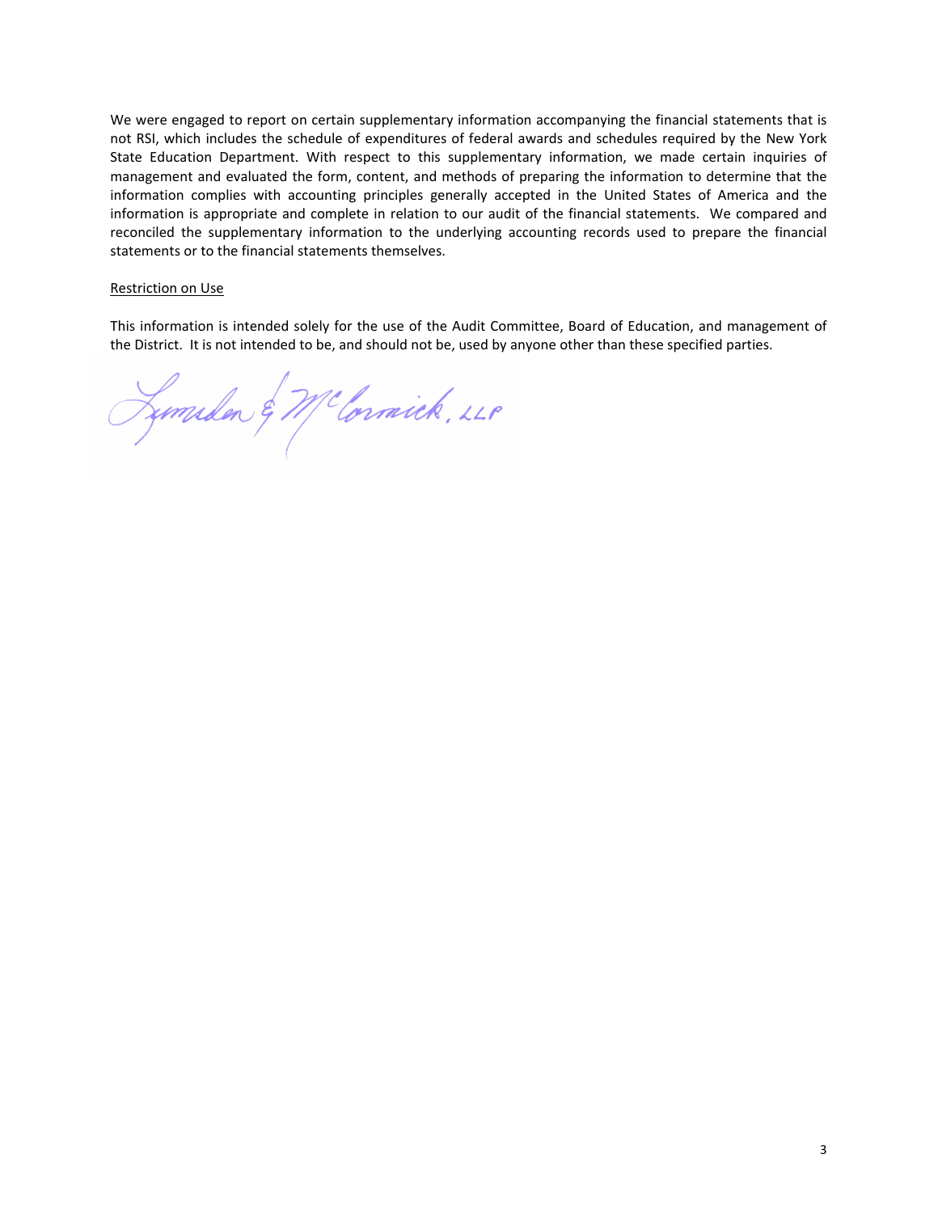We were engaged to report on certain supplementary information accompanying the financial statements that is not RSI, which includes the schedule of expenditures of federal awards and schedules required by the New York State Education Department. With respect to this supplementary information, we made certain inquiries of management and evaluated the form, content, and methods of preparing the information to determine that the information complies with accounting principles generally accepted in the United States of America and the information is appropriate and complete in relation to our audit of the financial statements. We compared and reconciled the supplementary information to the underlying accounting records used to prepare the financial statements or to the financial statements themselves.

Restriction on Use

This information is intended solely for the use of the Audit Committee, Board of Education, and management of the District. It is not intended to be, and should not be, used by anyone other than these specified parties.

Lumsden & McCormick, LLP